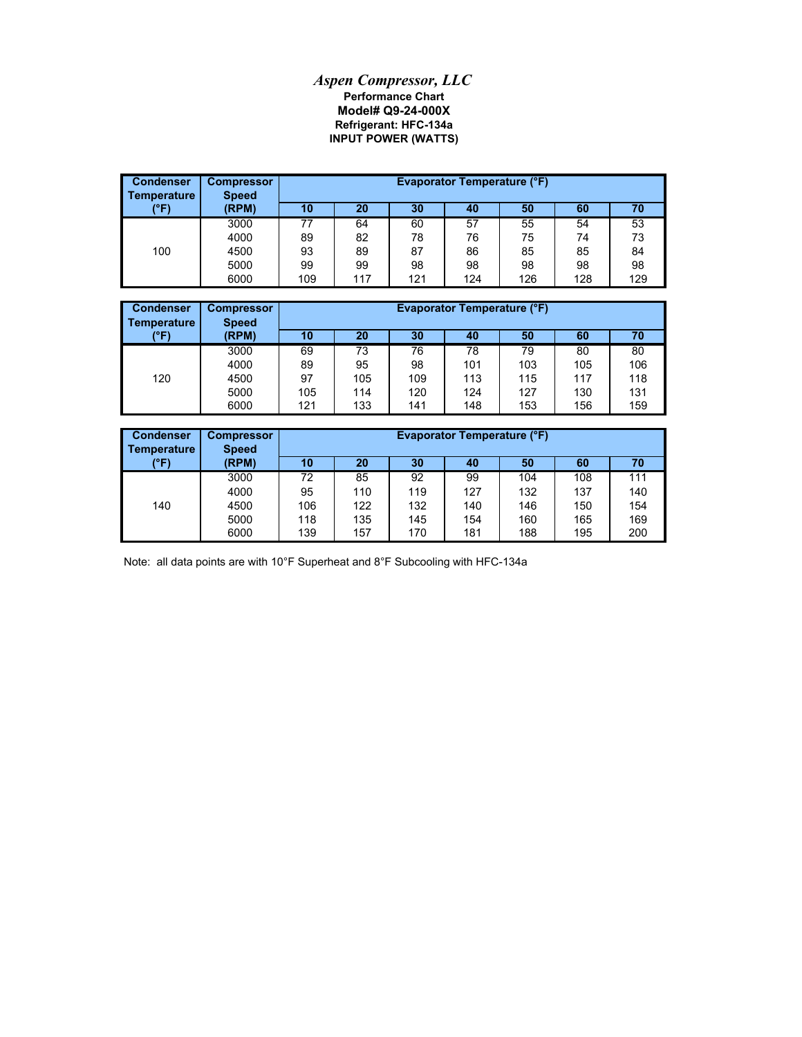# *Aspen Compressor, LLC*

**Performance Chart**

**Model# Q9-24-000X**

**Refrigerant: HFC-134a**

**INPUT POWER (WATTS)**

| Condenser Temperature (°F) | Compressor Speed (RPM) | Evaporator Temperature (°F) | | | | | | |
|---|---|---|---|---|---|---|---|---|
| | | 10 | 20 | 30 | 40 | 50 | 60 | 70 |
| 100 | 3000 | 77 | 64 | 60 | 57 | 55 | 54 | 53 |
| | 4000 | 89 | 82 | 78 | 76 | 75 | 74 | 73 |
| | 4500 | 93 | 89 | 87 | 86 | 85 | 85 | 84 |
| | 5000 | 99 | 99 | 98 | 98 | 98 | 98 | 98 |
| | 6000 | 109 | 117 | 121 | 124 | 126 | 128 | 129 |

| Condenser Temperature (°F) | Compressor Speed (RPM) | Evaporator Temperature (°F) | | | | | | |
|---|---|---|---|---|---|---|---|---|
| | | 10 | 20 | 30 | 40 | 50 | 60 | 70 |
| 120 | 3000 | 69 | 73 | 76 | 78 | 79 | 80 | 80 |
| | 4000 | 89 | 95 | 98 | 101 | 103 | 105 | 106 |
| | 4500 | 97 | 105 | 109 | 113 | 115 | 117 | 118 |
| | 5000 | 105 | 114 | 120 | 124 | 127 | 130 | 131 |
| | 6000 | 121 | 133 | 141 | 148 | 153 | 156 | 159 |

| Condenser Temperature (°F) | Compressor Speed (RPM) | Evaporator Temperature (°F) | | | | | | |
|---|---|---|---|---|---|---|---|---|
| | | 10 | 20 | 30 | 40 | 50 | 60 | 70 |
| 140 | 3000 | 72 | 85 | 92 | 99 | 104 | 108 | 111 |
| | 4000 | 95 | 110 | 119 | 127 | 132 | 137 | 140 |
| | 4500 | 106 | 122 | 132 | 140 | 146 | 150 | 154 |
| | 5000 | 118 | 135 | 145 | 154 | 160 | 165 | 169 |
| | 6000 | 139 | 157 | 170 | 181 | 188 | 195 | 200 |

Note: all data points are with 10°F Superheat and 8°F Subcooling with HFC-134a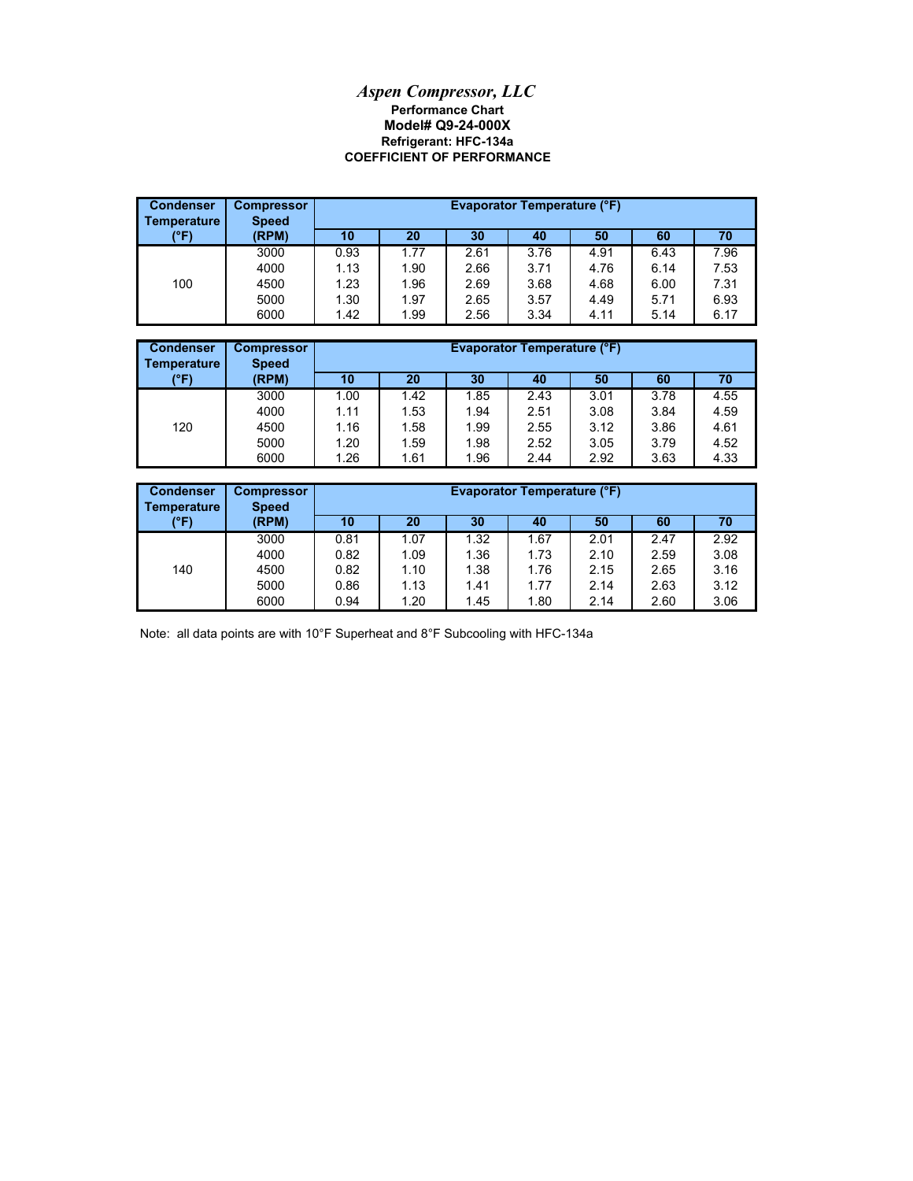# *Aspen Compressor, LLC*

**Performance Chart**

**Model# Q9-24-000X**

**Refrigerant: HFC-134a**

**COEFFICIENT OF PERFORMANCE**

| Condenser Temperature (°F) | Compressor Speed (RPM) | Evaporator Temperature (°F) | | | | | | |
|---|---|---|---|---|---|---|---|---|
| | | 10 | 20 | 30 | 40 | 50 | 60 | 70 |
| 100 | 3000 | 0.93 | 1.77 | 2.61 | 3.76 | 4.91 | 6.43 | 7.96 |
| | 4000 | 1.13 | 1.90 | 2.66 | 3.71 | 4.76 | 6.14 | 7.53 |
| | 4500 | 1.23 | 1.96 | 2.69 | 3.68 | 4.68 | 6.00 | 7.31 |
| | 5000 | 1.30 | 1.97 | 2.65 | 3.57 | 4.49 | 5.71 | 6.93 |
| | 6000 | 1.42 | 1.99 | 2.56 | 3.34 | 4.11 | 5.14 | 6.17 |

| Condenser Temperature (°F) | Compressor Speed (RPM) | Evaporator Temperature (°F) | | | | | | |
|---|---|---|---|---|---|---|---|---|
| | | 10 | 20 | 30 | 40 | 50 | 60 | 70 |
| 120 | 3000 | 1.00 | 1.42 | 1.85 | 2.43 | 3.01 | 3.78 | 4.55 |
| | 4000 | 1.11 | 1.53 | 1.94 | 2.51 | 3.08 | 3.84 | 4.59 |
| | 4500 | 1.16 | 1.58 | 1.99 | 2.55 | 3.12 | 3.86 | 4.61 |
| | 5000 | 1.20 | 1.59 | 1.98 | 2.52 | 3.05 | 3.79 | 4.52 |
| | 6000 | 1.26 | 1.61 | 1.96 | 2.44 | 2.92 | 3.63 | 4.33 |

| Condenser Temperature (°F) | Compressor Speed (RPM) | Evaporator Temperature (°F) | | | | | | |
|---|---|---|---|---|---|---|---|---|
| | | 10 | 20 | 30 | 40 | 50 | 60 | 70 |
| 140 | 3000 | 0.81 | 1.07 | 1.32 | 1.67 | 2.01 | 2.47 | 2.92 |
| | 4000 | 0.82 | 1.09 | 1.36 | 1.73 | 2.10 | 2.59 | 3.08 |
| | 4500 | 0.82 | 1.10 | 1.38 | 1.76 | 2.15 | 2.65 | 3.16 |
| | 5000 | 0.86 | 1.13 | 1.41 | 1.77 | 2.14 | 2.63 | 3.12 |
| | 6000 | 0.94 | 1.20 | 1.45 | 1.80 | 2.14 | 2.60 | 3.06 |

Note: all data points are with 10°F Superheat and 8°F Subcooling with HFC-134a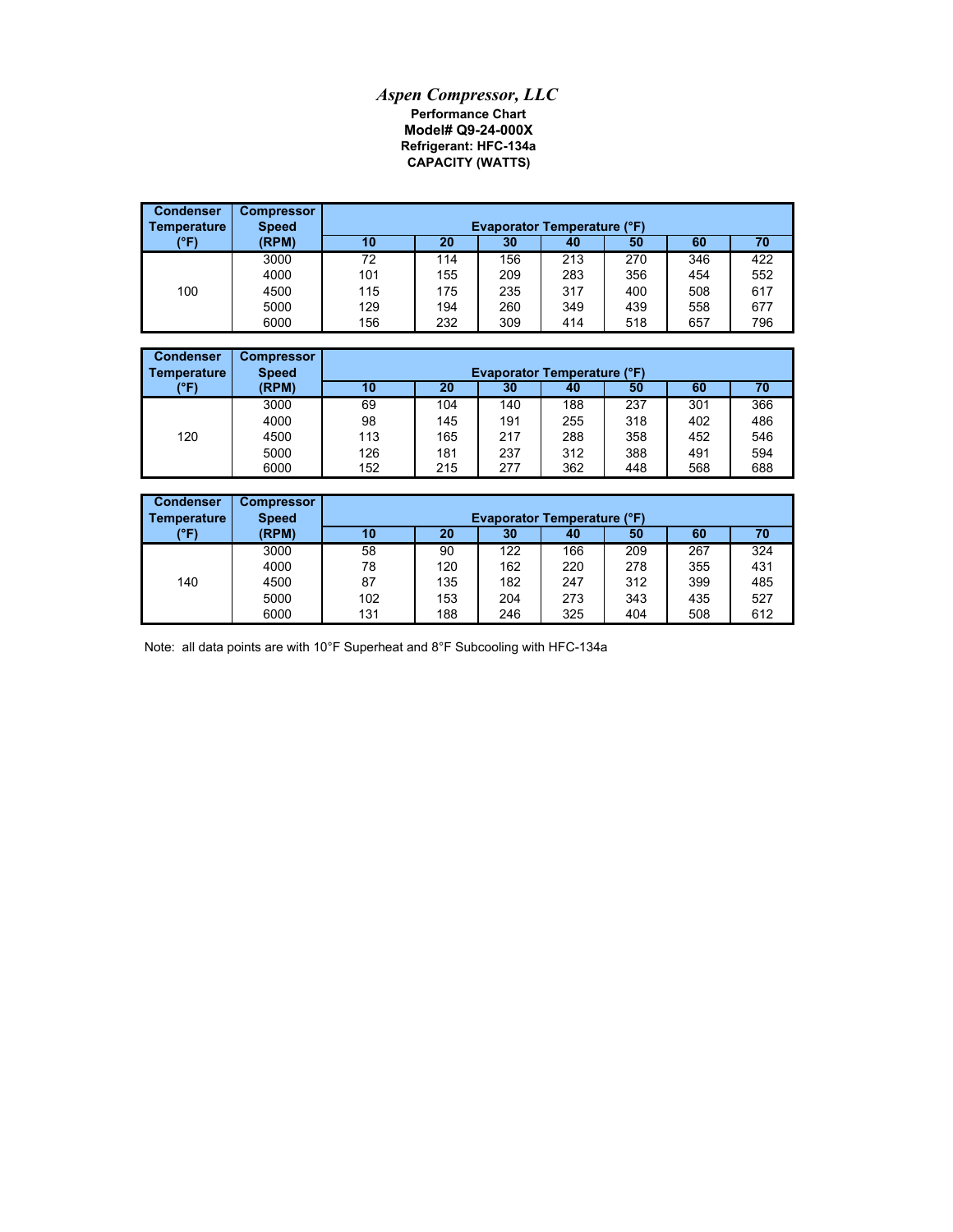*Aspen Compressor, LLC*

**Performance Chart**
**Model# Q9-24-000X**
**Refrigerant: HFC-134a**
**CAPACITY (WATTS)**

| Condenser Temperature (°F) | Compressor Speed (RPM) | Evaporator Temperature (°F) | | | | | | |
|---|---|---|---|---|---|---|---|---|
| | | 10 | 20 | 30 | 40 | 50 | 60 | 70 |
| 100 | 3000 | 72 | 114 | 156 | 213 | 270 | 346 | 422 |
| | 4000 | 101 | 155 | 209 | 283 | 356 | 454 | 552 |
| | 4500 | 115 | 175 | 235 | 317 | 400 | 508 | 617 |
| | 5000 | 129 | 194 | 260 | 349 | 439 | 558 | 677 |
| | 6000 | 156 | 232 | 309 | 414 | 518 | 657 | 796 |

| Condenser Temperature (°F) | Compressor Speed (RPM) | Evaporator Temperature (°F) | | | | | | |
|---|---|---|---|---|---|---|---|---|
| | | 10 | 20 | 30 | 40 | 50 | 60 | 70 |
| 120 | 3000 | 69 | 104 | 140 | 188 | 237 | 301 | 366 |
| | 4000 | 98 | 145 | 191 | 255 | 318 | 402 | 486 |
| | 4500 | 113 | 165 | 217 | 288 | 358 | 452 | 546 |
| | 5000 | 126 | 181 | 237 | 312 | 388 | 491 | 594 |
| | 6000 | 152 | 215 | 277 | 362 | 448 | 568 | 688 |

| Condenser Temperature (°F) | Compressor Speed (RPM) | Evaporator Temperature (°F) | | | | | | |
|---|---|---|---|---|---|---|---|---|
| | | 10 | 20 | 30 | 40 | 50 | 60 | 70 |
| 140 | 3000 | 58 | 90 | 122 | 166 | 209 | 267 | 324 |
| | 4000 | 78 | 120 | 162 | 220 | 278 | 355 | 431 |
| | 4500 | 87 | 135 | 182 | 247 | 312 | 399 | 485 |
| | 5000 | 102 | 153 | 204 | 273 | 343 | 435 | 527 |
| | 6000 | 131 | 188 | 246 | 325 | 404 | 508 | 612 |

Note: all data points are with 10°F Superheat and 8°F Subcooling with HFC-134a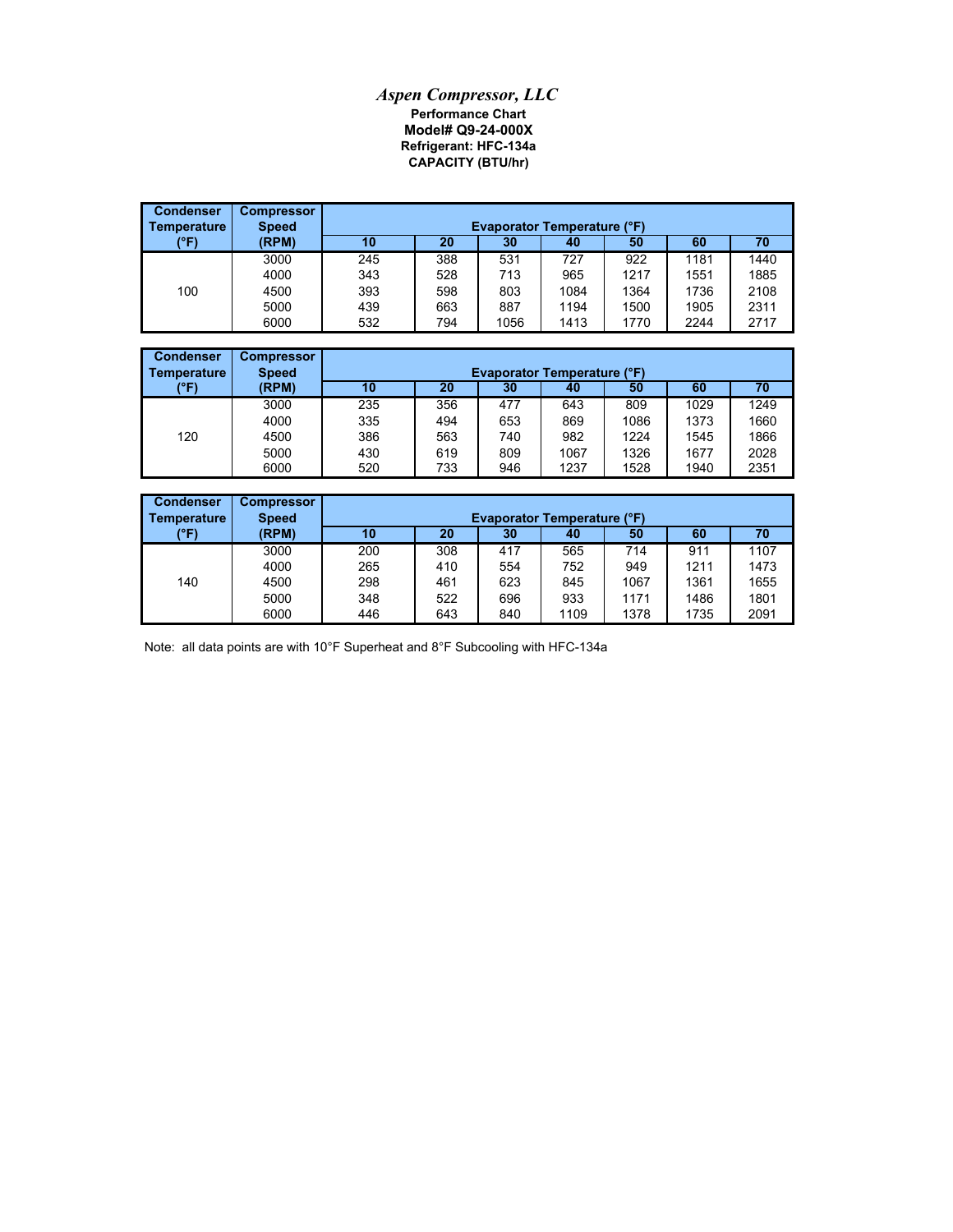*Aspen Compressor, LLC*

**Performance Chart**

**Model# Q9-24-000X**

**Refrigerant: HFC-134a**

**CAPACITY (BTU/hr)**

| Condenser Temperature (°F) | Compressor Speed (RPM) | Evaporator Temperature (°F) | | | | | | |
|---|---|---|---|---|---|---|---|---|
| | | 10 | 20 | 30 | 40 | 50 | 60 | 70 |
| 100 | 3000 | 245 | 388 | 531 | 727 | 922 | 1181 | 1440 |
| | 4000 | 343 | 528 | 713 | 965 | 1217 | 1551 | 1885 |
| | 4500 | 393 | 598 | 803 | 1084 | 1364 | 1736 | 2108 |
| | 5000 | 439 | 663 | 887 | 1194 | 1500 | 1905 | 2311 |
| | 6000 | 532 | 794 | 1056 | 1413 | 1770 | 2244 | 2717 |

| Condenser Temperature (°F) | Compressor Speed (RPM) | Evaporator Temperature (°F) | | | | | | |
|---|---|---|---|---|---|---|---|---|
| | | 10 | 20 | 30 | 40 | 50 | 60 | 70 |
| 120 | 3000 | 235 | 356 | 477 | 643 | 809 | 1029 | 1249 |
| | 4000 | 335 | 494 | 653 | 869 | 1086 | 1373 | 1660 |
| | 4500 | 386 | 563 | 740 | 982 | 1224 | 1545 | 1866 |
| | 5000 | 430 | 619 | 809 | 1067 | 1326 | 1677 | 2028 |
| | 6000 | 520 | 733 | 946 | 1237 | 1528 | 1940 | 2351 |

| Condenser Temperature (°F) | Compressor Speed (RPM) | Evaporator Temperature (°F) | | | | | | |
|---|---|---|---|---|---|---|---|---|
| | | 10 | 20 | 30 | 40 | 50 | 60 | 70 |
| 140 | 3000 | 200 | 308 | 417 | 565 | 714 | 911 | 1107 |
| | 4000 | 265 | 410 | 554 | 752 | 949 | 1211 | 1473 |
| | 4500 | 298 | 461 | 623 | 845 | 1067 | 1361 | 1655 |
| | 5000 | 348 | 522 | 696 | 933 | 1171 | 1486 | 1801 |
| | 6000 | 446 | 643 | 840 | 1109 | 1378 | 1735 | 2091 |

Note: all data points are with 10°F Superheat and 8°F Subcooling with HFC-134a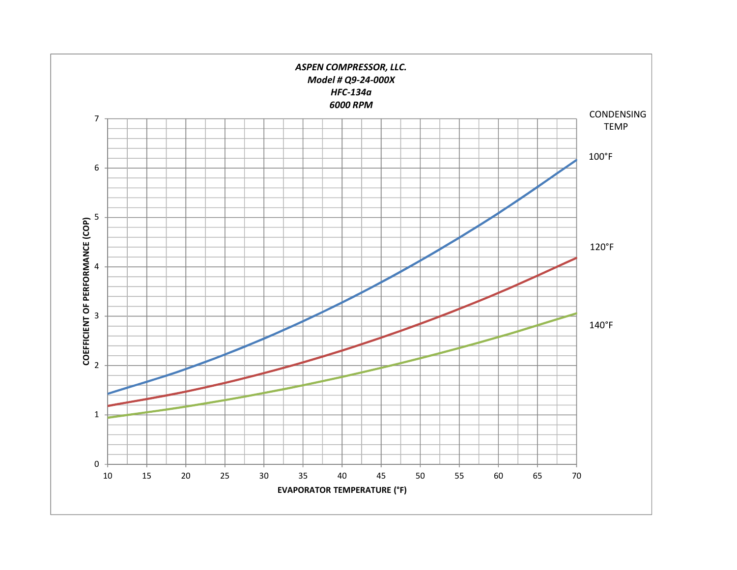*ASPEN COMPRESSOR, LLC.*
*Model # Q9-24-000X*
*HFC-134a*
*6000 RPM*

COEFFICIENT OF PERFORMANCE (COP)

EVAPORATOR TEMPERATURE (°F)

CONDENSING TEMP

100°F

120°F

140°F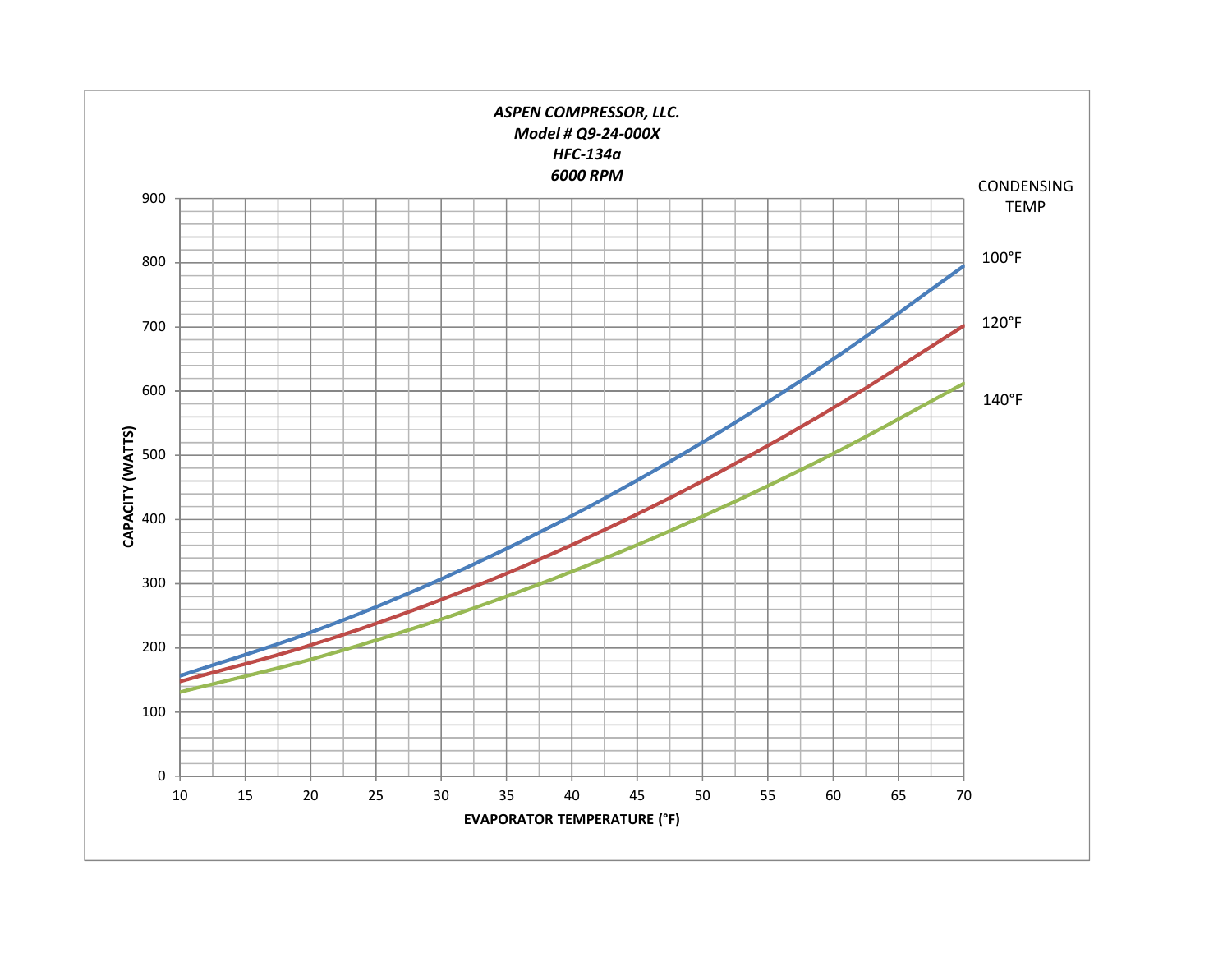***ASPEN COMPRESSOR, LLC.***
***Model # Q9-24-000X***
***HFC-134a***
***6000 RPM***

CAPACITY (WATTS) vs. EVAPORATOR TEMPERATURE (°F)

CONDENSING TEMP: 100°F, 120°F, 140°F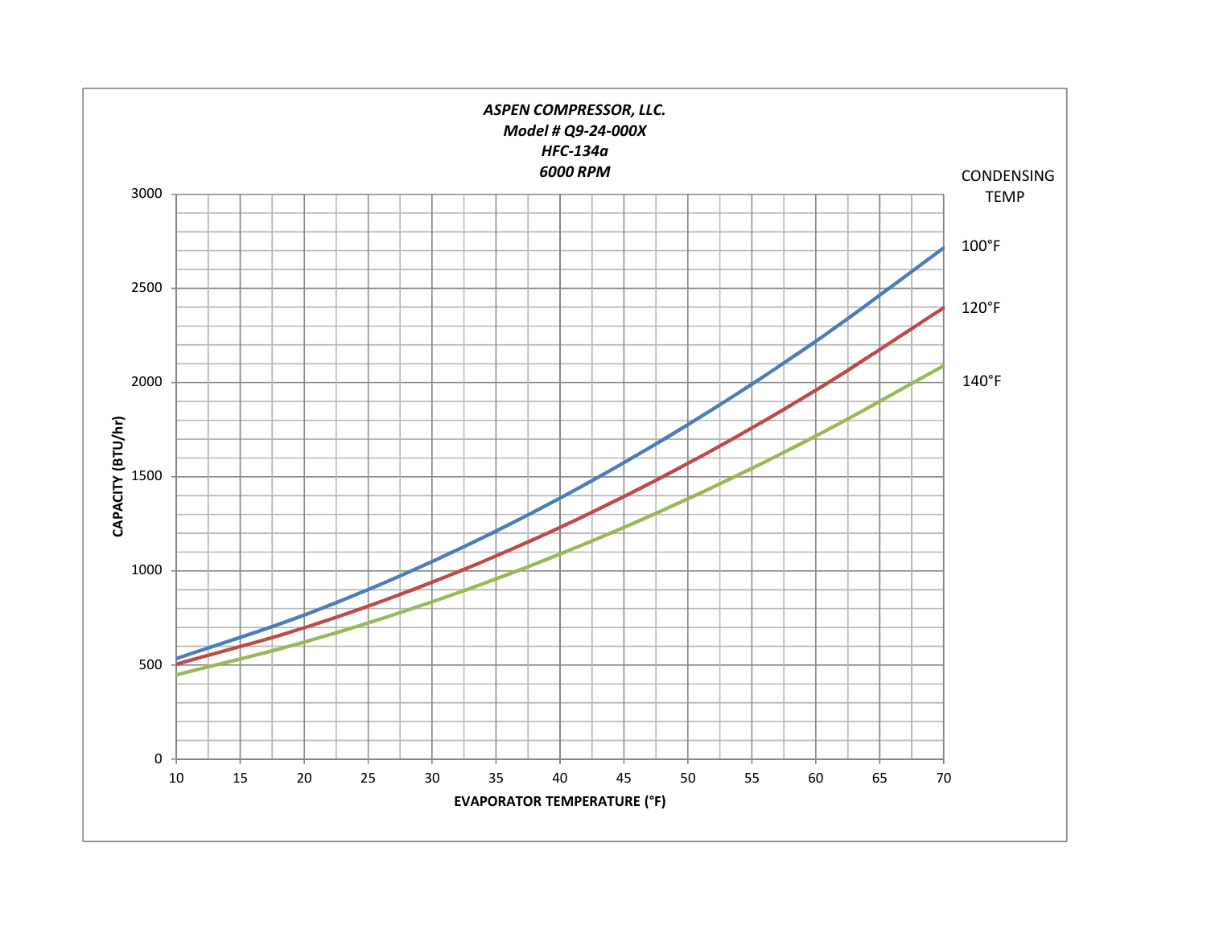*ASPEN COMPRESSOR, LLC.*
*Model # Q9-24-000X*
*HFC-134a*
*6000 RPM*

CONDENSING TEMP

100°F

120°F

140°F

CAPACITY (BTU/hr)

3000
2500
2000
1500
1000
500
0

10 15 20 25 30 35 40 45 50 55 60 65 70

EVAPORATOR TEMPERATURE (°F)